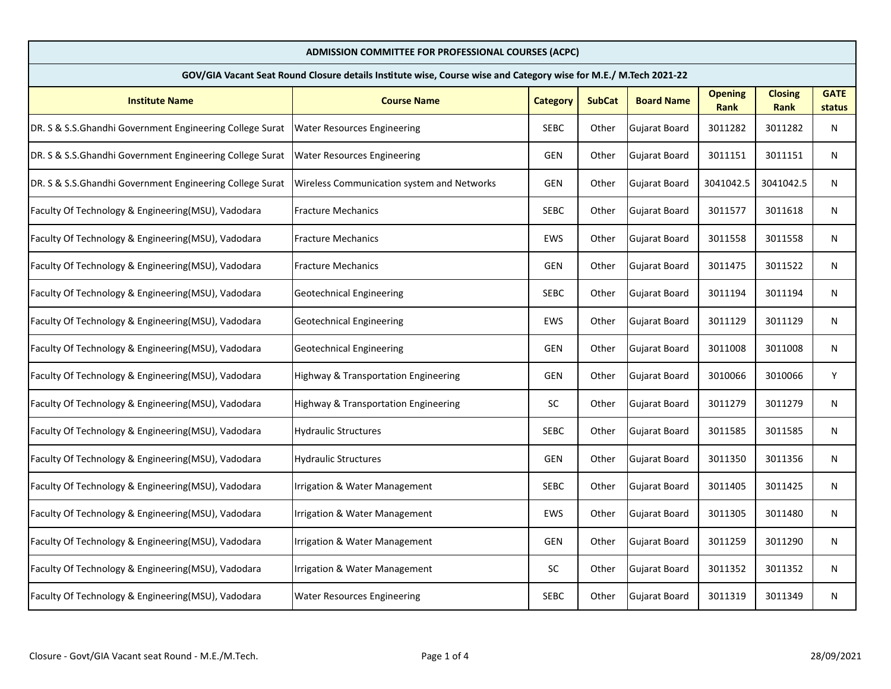## ADMISSION COMMITTEE FOR PROFESSIONAL COURSES (ACPC)

### GOV/GIA Vacant Seat Round Closure details Institute wise, Course wise and Category wise for M.E./ M.Tech 2021-22

| Institute Name | Course Name | Category | SubCat | Board Name | Opening Rank | Closing Rank | GATE status |
|---|---|---|---|---|---|---|---|
| DR. S & S.S.Ghandhi Government Engineering College Surat | Water Resources Engineering | SEBC | Other | Gujarat Board | 3011282 | 3011282 | N |
| DR. S & S.S.Ghandhi Government Engineering College Surat | Water Resources Engineering | GEN | Other | Gujarat Board | 3011151 | 3011151 | N |
| DR. S & S.S.Ghandhi Government Engineering College Surat | Wireless Communication system and Networks | GEN | Other | Gujarat Board | 3041042.5 | 3041042.5 | N |
| Faculty Of Technology & Engineering(MSU), Vadodara | Fracture Mechanics | SEBC | Other | Gujarat Board | 3011577 | 3011618 | N |
| Faculty Of Technology & Engineering(MSU), Vadodara | Fracture Mechanics | EWS | Other | Gujarat Board | 3011558 | 3011558 | N |
| Faculty Of Technology & Engineering(MSU), Vadodara | Fracture Mechanics | GEN | Other | Gujarat Board | 3011475 | 3011522 | N |
| Faculty Of Technology & Engineering(MSU), Vadodara | Geotechnical Engineering | SEBC | Other | Gujarat Board | 3011194 | 3011194 | N |
| Faculty Of Technology & Engineering(MSU), Vadodara | Geotechnical Engineering | EWS | Other | Gujarat Board | 3011129 | 3011129 | N |
| Faculty Of Technology & Engineering(MSU), Vadodara | Geotechnical Engineering | GEN | Other | Gujarat Board | 3011008 | 3011008 | N |
| Faculty Of Technology & Engineering(MSU), Vadodara | Highway & Transportation Engineering | GEN | Other | Gujarat Board | 3010066 | 3010066 | Y |
| Faculty Of Technology & Engineering(MSU), Vadodara | Highway & Transportation Engineering | SC | Other | Gujarat Board | 3011279 | 3011279 | N |
| Faculty Of Technology & Engineering(MSU), Vadodara | Hydraulic Structures | SEBC | Other | Gujarat Board | 3011585 | 3011585 | N |
| Faculty Of Technology & Engineering(MSU), Vadodara | Hydraulic Structures | GEN | Other | Gujarat Board | 3011350 | 3011356 | N |
| Faculty Of Technology & Engineering(MSU), Vadodara | Irrigation & Water Management | SEBC | Other | Gujarat Board | 3011405 | 3011425 | N |
| Faculty Of Technology & Engineering(MSU), Vadodara | Irrigation & Water Management | EWS | Other | Gujarat Board | 3011305 | 3011480 | N |
| Faculty Of Technology & Engineering(MSU), Vadodara | Irrigation & Water Management | GEN | Other | Gujarat Board | 3011259 | 3011290 | N |
| Faculty Of Technology & Engineering(MSU), Vadodara | Irrigation & Water Management | SC | Other | Gujarat Board | 3011352 | 3011352 | N |
| Faculty Of Technology & Engineering(MSU), Vadodara | Water Resources Engineering | SEBC | Other | Gujarat Board | 3011319 | 3011349 | N |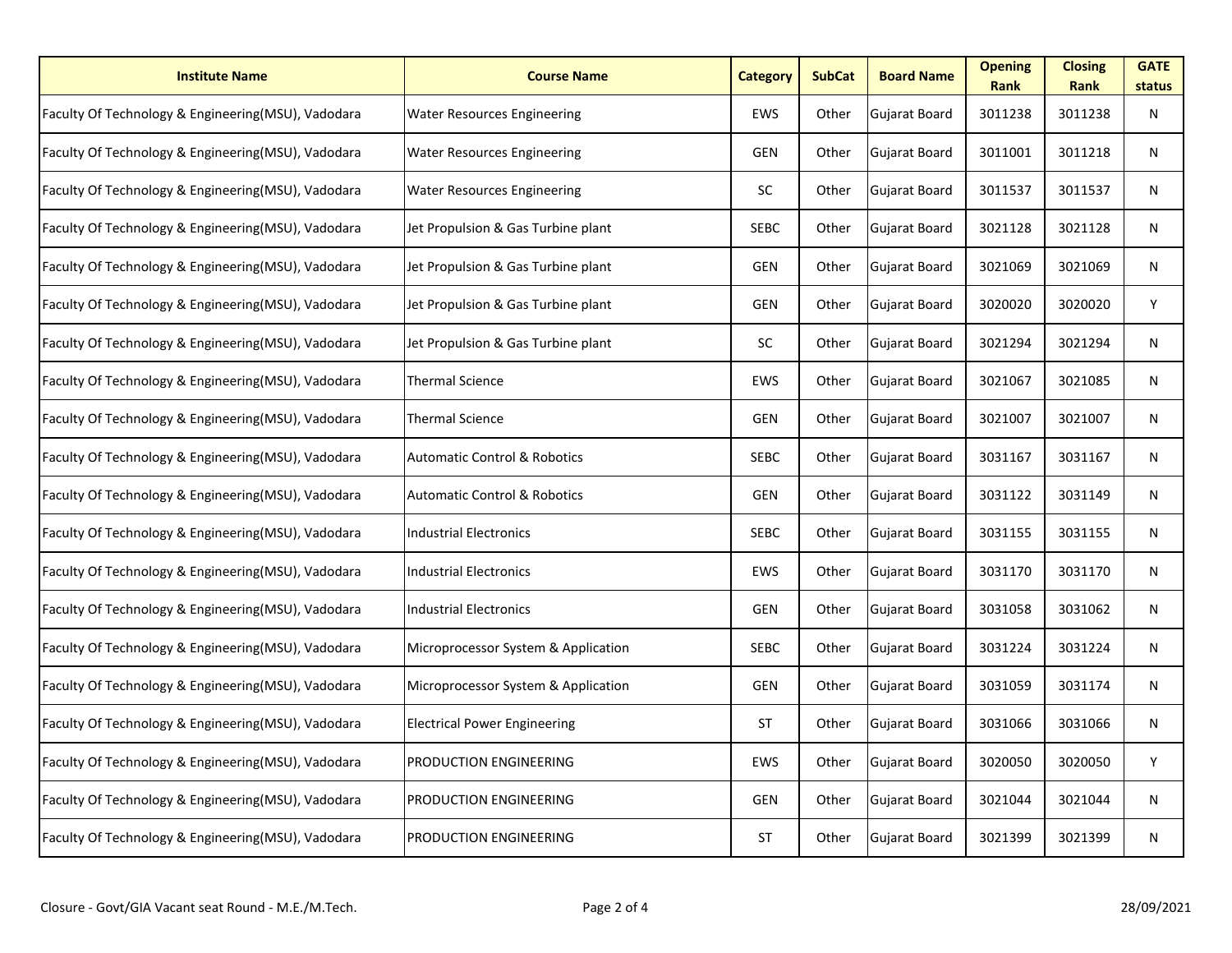| Institute Name | Course Name | Category | SubCat | Board Name | Opening Rank | Closing Rank | GATE status |
|---|---|---|---|---|---|---|---|
| Faculty Of Technology & Engineering(MSU), Vadodara | Water Resources Engineering | EWS | Other | Gujarat Board | 3011238 | 3011238 | N |
| Faculty Of Technology & Engineering(MSU), Vadodara | Water Resources Engineering | GEN | Other | Gujarat Board | 3011001 | 3011218 | N |
| Faculty Of Technology & Engineering(MSU), Vadodara | Water Resources Engineering | SC | Other | Gujarat Board | 3011537 | 3011537 | N |
| Faculty Of Technology & Engineering(MSU), Vadodara | Jet Propulsion & Gas Turbine plant | SEBC | Other | Gujarat Board | 3021128 | 3021128 | N |
| Faculty Of Technology & Engineering(MSU), Vadodara | Jet Propulsion & Gas Turbine plant | GEN | Other | Gujarat Board | 3021069 | 3021069 | N |
| Faculty Of Technology & Engineering(MSU), Vadodara | Jet Propulsion & Gas Turbine plant | GEN | Other | Gujarat Board | 3020020 | 3020020 | Y |
| Faculty Of Technology & Engineering(MSU), Vadodara | Jet Propulsion & Gas Turbine plant | SC | Other | Gujarat Board | 3021294 | 3021294 | N |
| Faculty Of Technology & Engineering(MSU), Vadodara | Thermal Science | EWS | Other | Gujarat Board | 3021067 | 3021085 | N |
| Faculty Of Technology & Engineering(MSU), Vadodara | Thermal Science | GEN | Other | Gujarat Board | 3021007 | 3021007 | N |
| Faculty Of Technology & Engineering(MSU), Vadodara | Automatic Control & Robotics | SEBC | Other | Gujarat Board | 3031167 | 3031167 | N |
| Faculty Of Technology & Engineering(MSU), Vadodara | Automatic Control & Robotics | GEN | Other | Gujarat Board | 3031122 | 3031149 | N |
| Faculty Of Technology & Engineering(MSU), Vadodara | Industrial Electronics | SEBC | Other | Gujarat Board | 3031155 | 3031155 | N |
| Faculty Of Technology & Engineering(MSU), Vadodara | Industrial Electronics | EWS | Other | Gujarat Board | 3031170 | 3031170 | N |
| Faculty Of Technology & Engineering(MSU), Vadodara | Industrial Electronics | GEN | Other | Gujarat Board | 3031058 | 3031062 | N |
| Faculty Of Technology & Engineering(MSU), Vadodara | Microprocessor System & Application | SEBC | Other | Gujarat Board | 3031224 | 3031224 | N |
| Faculty Of Technology & Engineering(MSU), Vadodara | Microprocessor System & Application | GEN | Other | Gujarat Board | 3031059 | 3031174 | N |
| Faculty Of Technology & Engineering(MSU), Vadodara | Electrical Power Engineering | ST | Other | Gujarat Board | 3031066 | 3031066 | N |
| Faculty Of Technology & Engineering(MSU), Vadodara | PRODUCTION ENGINEERING | EWS | Other | Gujarat Board | 3020050 | 3020050 | Y |
| Faculty Of Technology & Engineering(MSU), Vadodara | PRODUCTION ENGINEERING | GEN | Other | Gujarat Board | 3021044 | 3021044 | N |
| Faculty Of Technology & Engineering(MSU), Vadodara | PRODUCTION ENGINEERING | ST | Other | Gujarat Board | 3021399 | 3021399 | N |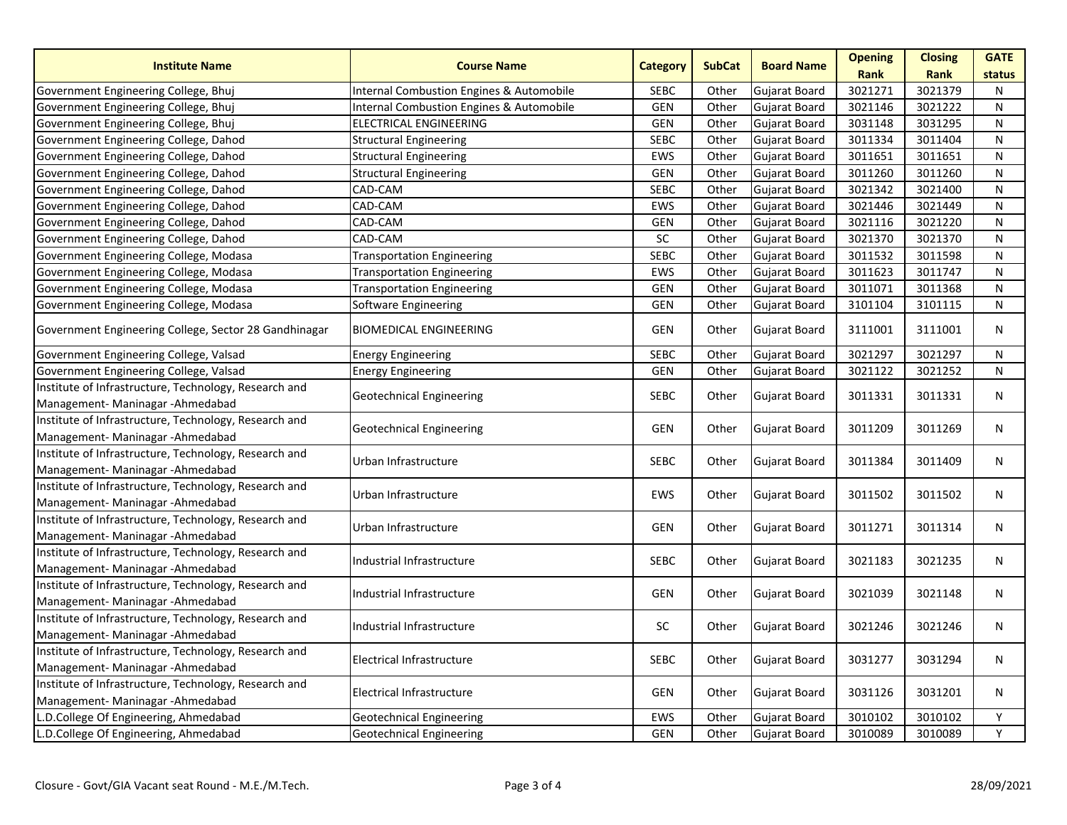| Institute Name | Course Name | Category | SubCat | Board Name | Opening Rank | Closing Rank | GATE status |
|---|---|---|---|---|---|---|---|
| Government Engineering College, Bhuj | Internal Combustion Engines & Automobile | SEBC | Other | Gujarat Board | 3021271 | 3021379 | N |
| Government Engineering College, Bhuj | Internal Combustion Engines & Automobile | GEN | Other | Gujarat Board | 3021146 | 3021222 | N |
| Government Engineering College, Bhuj | ELECTRICAL ENGINEERING | GEN | Other | Gujarat Board | 3031148 | 3031295 | N |
| Government Engineering College, Dahod | Structural Engineering | SEBC | Other | Gujarat Board | 3011334 | 3011404 | N |
| Government Engineering College, Dahod | Structural Engineering | EWS | Other | Gujarat Board | 3011651 | 3011651 | N |
| Government Engineering College, Dahod | Structural Engineering | GEN | Other | Gujarat Board | 3011260 | 3011260 | N |
| Government Engineering College, Dahod | CAD-CAM | SEBC | Other | Gujarat Board | 3021342 | 3021400 | N |
| Government Engineering College, Dahod | CAD-CAM | EWS | Other | Gujarat Board | 3021446 | 3021449 | N |
| Government Engineering College, Dahod | CAD-CAM | GEN | Other | Gujarat Board | 3021116 | 3021220 | N |
| Government Engineering College, Dahod | CAD-CAM | SC | Other | Gujarat Board | 3021370 | 3021370 | N |
| Government Engineering College, Modasa | Transportation Engineering | SEBC | Other | Gujarat Board | 3011532 | 3011598 | N |
| Government Engineering College, Modasa | Transportation Engineering | EWS | Other | Gujarat Board | 3011623 | 3011747 | N |
| Government Engineering College, Modasa | Transportation Engineering | GEN | Other | Gujarat Board | 3011071 | 3011368 | N |
| Government Engineering College, Modasa | Software Engineering | GEN | Other | Gujarat Board | 3101104 | 3101115 | N |
| Government Engineering College, Sector 28 Gandhinagar | BIOMEDICAL ENGINEERING | GEN | Other | Gujarat Board | 3111001 | 3111001 | N |
| Government Engineering College, Valsad | Energy Engineering | SEBC | Other | Gujarat Board | 3021297 | 3021297 | N |
| Government Engineering College, Valsad | Energy Engineering | GEN | Other | Gujarat Board | 3021122 | 3021252 | N |
| Institute of Infrastructure, Technology, Research and Management- Maninagar -Ahmedabad | Geotechnical Engineering | SEBC | Other | Gujarat Board | 3011331 | 3011331 | N |
| Institute of Infrastructure, Technology, Research and Management- Maninagar -Ahmedabad | Geotechnical Engineering | GEN | Other | Gujarat Board | 3011209 | 3011269 | N |
| Institute of Infrastructure, Technology, Research and Management- Maninagar -Ahmedabad | Urban Infrastructure | SEBC | Other | Gujarat Board | 3011384 | 3011409 | N |
| Institute of Infrastructure, Technology, Research and Management- Maninagar -Ahmedabad | Urban Infrastructure | EWS | Other | Gujarat Board | 3011502 | 3011502 | N |
| Institute of Infrastructure, Technology, Research and Management- Maninagar -Ahmedabad | Urban Infrastructure | GEN | Other | Gujarat Board | 3011271 | 3011314 | N |
| Institute of Infrastructure, Technology, Research and Management- Maninagar -Ahmedabad | Industrial Infrastructure | SEBC | Other | Gujarat Board | 3021183 | 3021235 | N |
| Institute of Infrastructure, Technology, Research and Management- Maninagar -Ahmedabad | Industrial Infrastructure | GEN | Other | Gujarat Board | 3021039 | 3021148 | N |
| Institute of Infrastructure, Technology, Research and Management- Maninagar -Ahmedabad | Industrial Infrastructure | SC | Other | Gujarat Board | 3021246 | 3021246 | N |
| Institute of Infrastructure, Technology, Research and Management- Maninagar -Ahmedabad | Electrical Infrastructure | SEBC | Other | Gujarat Board | 3031277 | 3031294 | N |
| Institute of Infrastructure, Technology, Research and Management- Maninagar -Ahmedabad | Electrical Infrastructure | GEN | Other | Gujarat Board | 3031126 | 3031201 | N |
| L.D.College Of Engineering, Ahmedabad | Geotechnical Engineering | EWS | Other | Gujarat Board | 3010102 | 3010102 | Y |
| L.D.College Of Engineering, Ahmedabad | Geotechnical Engineering | GEN | Other | Gujarat Board | 3010089 | 3010089 | Y |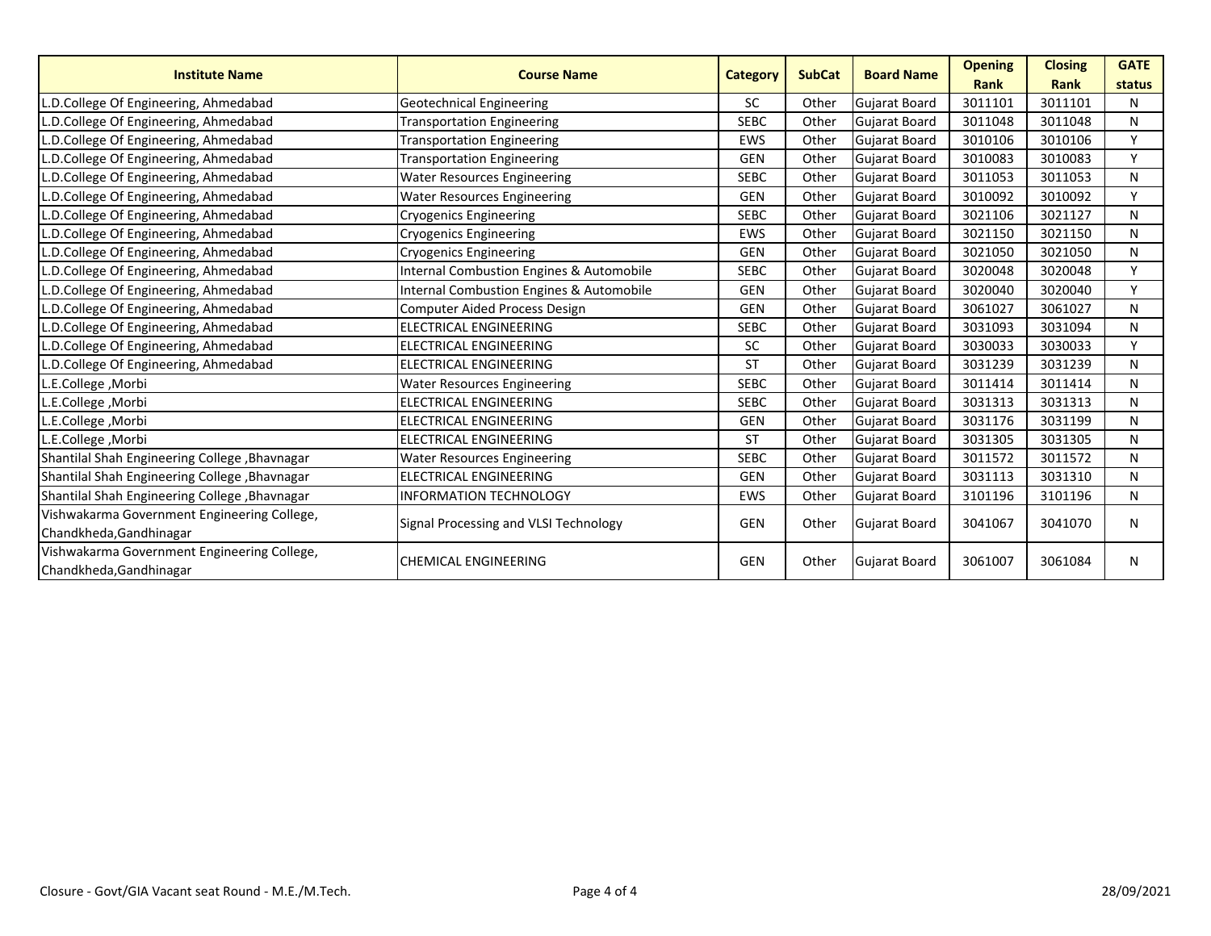| Institute Name | Course Name | Category | SubCat | Board Name | Opening Rank | Closing Rank | GATE status |
|---|---|---|---|---|---|---|---|
| L.D.College Of Engineering, Ahmedabad | Geotechnical Engineering | SC | Other | Gujarat Board | 3011101 | 3011101 | N |
| L.D.College Of Engineering, Ahmedabad | Transportation Engineering | SEBC | Other | Gujarat Board | 3011048 | 3011048 | N |
| L.D.College Of Engineering, Ahmedabad | Transportation Engineering | EWS | Other | Gujarat Board | 3010106 | 3010106 | Y |
| L.D.College Of Engineering, Ahmedabad | Transportation Engineering | GEN | Other | Gujarat Board | 3010083 | 3010083 | Y |
| L.D.College Of Engineering, Ahmedabad | Water Resources Engineering | SEBC | Other | Gujarat Board | 3011053 | 3011053 | N |
| L.D.College Of Engineering, Ahmedabad | Water Resources Engineering | GEN | Other | Gujarat Board | 3010092 | 3010092 | Y |
| L.D.College Of Engineering, Ahmedabad | Cryogenics Engineering | SEBC | Other | Gujarat Board | 3021106 | 3021127 | N |
| L.D.College Of Engineering, Ahmedabad | Cryogenics Engineering | EWS | Other | Gujarat Board | 3021150 | 3021150 | N |
| L.D.College Of Engineering, Ahmedabad | Cryogenics Engineering | GEN | Other | Gujarat Board | 3021050 | 3021050 | N |
| L.D.College Of Engineering, Ahmedabad | Internal Combustion Engines & Automobile | SEBC | Other | Gujarat Board | 3020048 | 3020048 | Y |
| L.D.College Of Engineering, Ahmedabad | Internal Combustion Engines & Automobile | GEN | Other | Gujarat Board | 3020040 | 3020040 | Y |
| L.D.College Of Engineering, Ahmedabad | Computer Aided Process Design | GEN | Other | Gujarat Board | 3061027 | 3061027 | N |
| L.D.College Of Engineering, Ahmedabad | ELECTRICAL ENGINEERING | SEBC | Other | Gujarat Board | 3031093 | 3031094 | N |
| L.D.College Of Engineering, Ahmedabad | ELECTRICAL ENGINEERING | SC | Other | Gujarat Board | 3030033 | 3030033 | Y |
| L.D.College Of Engineering, Ahmedabad | ELECTRICAL ENGINEERING | ST | Other | Gujarat Board | 3031239 | 3031239 | N |
| L.E.College ,Morbi | Water Resources Engineering | SEBC | Other | Gujarat Board | 3011414 | 3011414 | N |
| L.E.College ,Morbi | ELECTRICAL ENGINEERING | SEBC | Other | Gujarat Board | 3031313 | 3031313 | N |
| L.E.College ,Morbi | ELECTRICAL ENGINEERING | GEN | Other | Gujarat Board | 3031176 | 3031199 | N |
| L.E.College ,Morbi | ELECTRICAL ENGINEERING | ST | Other | Gujarat Board | 3031305 | 3031305 | N |
| Shantilal Shah Engineering College ,Bhavnagar | Water Resources Engineering | SEBC | Other | Gujarat Board | 3011572 | 3011572 | N |
| Shantilal Shah Engineering College ,Bhavnagar | ELECTRICAL ENGINEERING | GEN | Other | Gujarat Board | 3031113 | 3031310 | N |
| Shantilal Shah Engineering College ,Bhavnagar | INFORMATION TECHNOLOGY | EWS | Other | Gujarat Board | 3101196 | 3101196 | N |
| Vishwakarma Government Engineering College, Chandkheda,Gandhinagar | Signal Processing and VLSI Technology | GEN | Other | Gujarat Board | 3041067 | 3041070 | N |
| Vishwakarma Government Engineering College, Chandkheda,Gandhinagar | CHEMICAL ENGINEERING | GEN | Other | Gujarat Board | 3061007 | 3061084 | N |

Closure - Govt/GIA Vacant seat Round - M.E./M.Tech.

28/09/2021